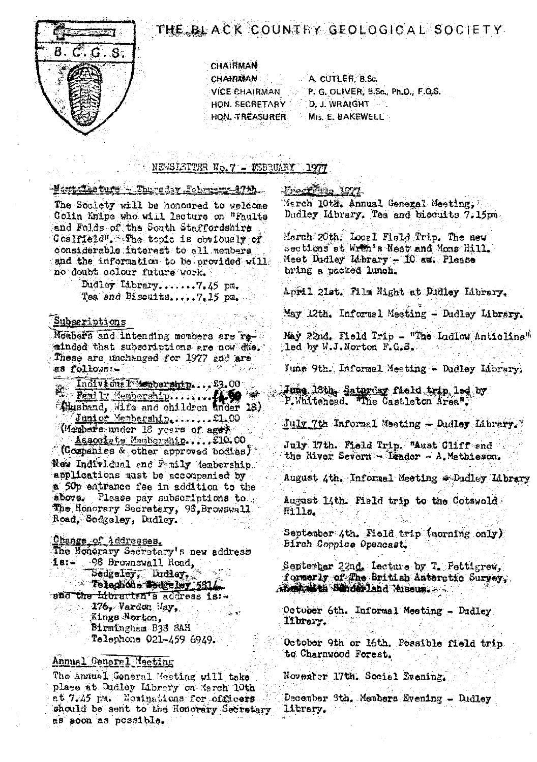# THE BLACK COUNTRY GEOLOGICAL SOCIETY

B.C.G.S.

CHAIRMAN
CHAIRMAN — A. CUTLER, B.Sc.
VICE CHAIRMAN — P. G. OLIVER, B.Sc., Ph.D., F.G.S.
HON. SECRETARY — D. J. WRAIGHT
HON. TREASURER — Mrs. E. BAKEWELL

## NEWSLETTER No.7 - FEBRUARY 1977

### Next Lecture - Thursday February 17th

The Society will be honoured to welcome Colin Knipe who will lecture on "Faults and Folds of the South Staffordshire Coalfield". The topic is obviously of considerable interest to all members and the information to be provided will no doubt colour future work.

Dudley Library.......7.45 pm.
Tea and Biscuits.....7.15 pm.

### Subscriptions

Members and intending members are reminded that subscriptions are now due. These are unchanged for 1977 and are as follows:-

- Individual Membership....£3.00
- Family Membership........£4.50 (Husband, Wife and children under 18)
- Junior Membership........£1.00 (Members under 18 years of age)
- Associate Membership.....£10.00 (Companies & other approved bodies)

New Individual and Family Membership applications must be accompanied by a 50p entrance fee in addition to the above. Please pay subscriptions to The Honorary Secretary, 98, Browswall Road, Sedgeley, Dudley.

### Change of Addresses.

The Honorary Secretary's new address is:- 98 Brownswall Road,
Sedgeley, Dudley.
Telephone Sedgeley 5814.

and the Librarian's address is:-
176, Vardon Way,
Kings Norton,
Birmingham B38 8AH
Telephone 021-459 6949.

### Annual General Meeting

The Annual General Meeting will take place at Dudley Library on March 10th at 7.45 pm. Nominations for officers should be sent to the Honorary Secretary as soon as possible.

### Programme 1977

March 10th. Annual General Meeting, Dudley Library. Tea and biscuits 7.15pm.

March 20th. Local Field Trip. The new sections at Wren's Nest and Mons Hill. Meet Dudley Library - 10 am. Please bring a packed lunch.

April 21st. Film Night at Dudley Library.

May 12th. Informal Meeting - Dudley Library.

May 22nd. Field Trip - "The Ludlow Anticline" led by W.J.Norton F.G.S.

June 9th. Informal Meeting - Dudley Library.

June 18th. Saturday field trip led by P.Whitehead. "The Castleton Area".

July 7th Informal Meeting - Dudley Library.

July 17th. Field Trip. "Aust Cliff and the River Severn - Leader - A.Mathieson.

August 4th. Informal Meeting - Dudley Library

August 14th. Field trip to the Cotswold Hills.

September 4th. Field trip (morning only) Birch Coppice Opencast.

September 22nd. Lecture by T. Pettigrew, formerly of The British Antarctic Survey, now with Sunderland Museum.

October 6th. Informal Meeting - Dudley Library.

October 9th or 16th. Possible field trip to Charnwood Forest.

November 17th. Social Evening.

December 8th. Members Evening - Dudley Library.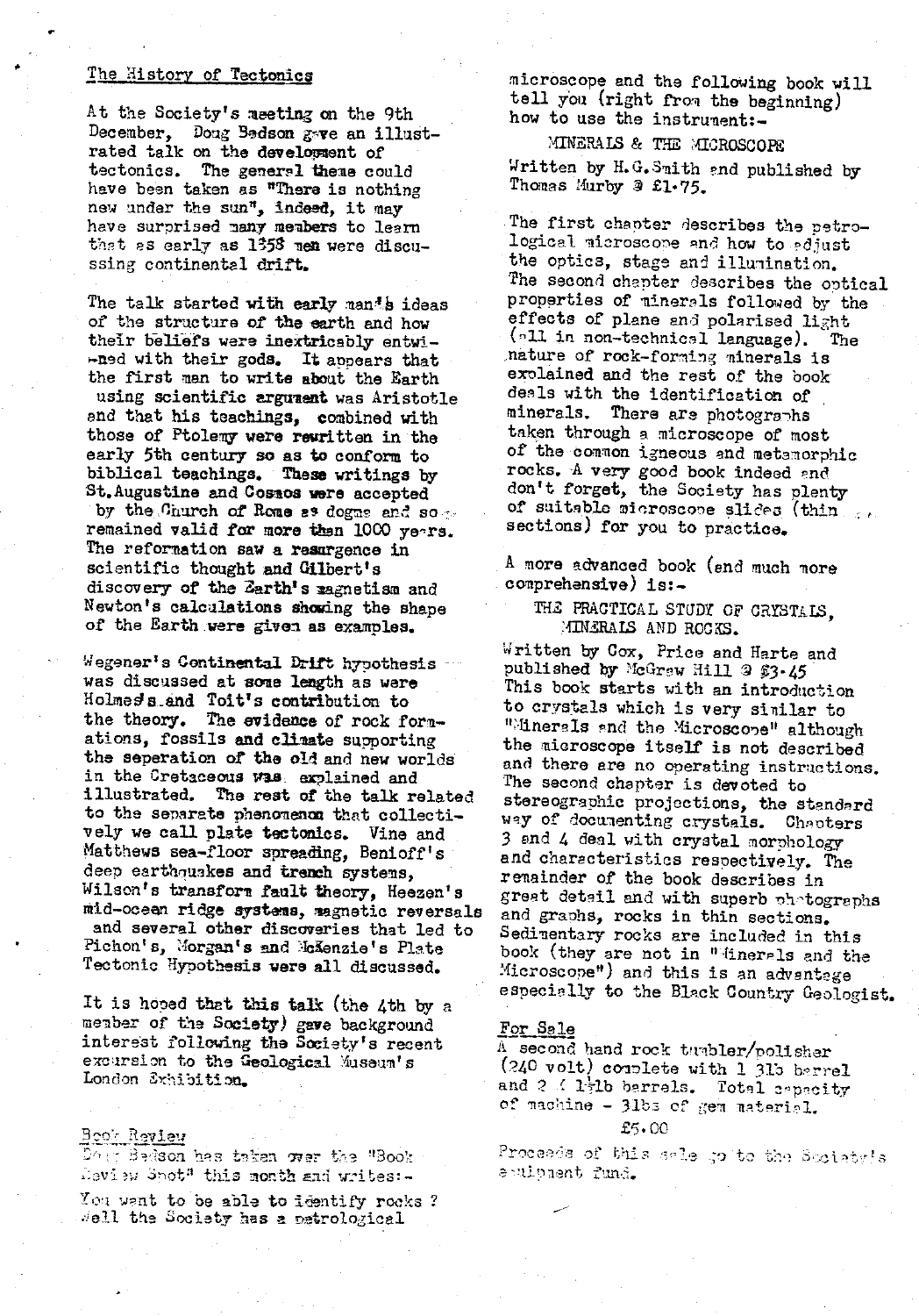## The History of Tectonics

At the Society's meeting on the 9th December, Doug Bedson gave an illustrated talk on the development of tectonics. The general theme could have been taken as "There is nothing new under the sun", indeed, it may have surprised many members to learn that as early as 1358 men were discussing continental drift.

The talk started with early man's ideas of the structure of the earth and how their beliefs were inextricably entwined with their gods. It appears that the first man to write about the Earth using scientific argument was Aristotle and that his teachings, combined with those of Ptolemy were rewritten in the early 5th century so as to conform to biblical teachings. These writings by St.Augustine and Cosmos were accepted by the Church of Rome as dogma and so remained valid for more than 1000 years. The reformation saw a resurgence in scientific thought and Gilbert's discovery of the Earth's magnetism and Newton's calculations showing the shape of the Earth were given as examples.

Wegener's Continental Drift hypothesis was discussed at some length as were Holmes's and Toit's contribution to the theory. The evidence of rock formations, fossils and climate supporting the seperation of the old and new worlds in the Cretaceous was explained and illustrated. The rest of the talk related to the separate phenomenon that collectively we call plate tectonics. Vine and Matthews sea-floor spreading, Benioff's deep earthquakes and trench systems, Wilson's transform fault theory, Heezen's mid-ocean ridge systems, magnetic reversals and several other discoveries that led to Pichon's, Morgan's and McKenzie's Plate Tectonic Hypothesis were all discussed.

It is hoped that this talk (the 4th by a member of the Society) gave background interest following the Society's recent excursion to the Geological Museum's London Exhibition.

## Book Review

Doug Bedson has taken over the "Book Review Spot" this month and writes:-

You want to be able to identify rocks ? Well the Society has a petrological microscope and the following book will tell you (right from the beginning) how to use the instrument:-

MINERALS & THE MICROSCOPE

Written by H.G.Smith and published by Thomas Murby @ £1·75.

The first chapter describes the petrological microscope and how to adjust the optics, stage and illumination. The second chapter describes the optical properties of minerals followed by the effects of plane and polarised light (all in non-technical language). The nature of rock-forming minerals is explained and the rest of the book deals with the identification of minerals. There are photographs taken through a microscope of most of the common igneous and metamorphic rocks. A very good book indeed and don't forget, the Society has plenty of suitable microscope slides (thin sections) for you to practice.

A more advanced book (and much more comprehensive) is:-

THE PRACTICAL STUDY OF CRYSTALS, MINERALS AND ROCKS.

Written by Cox, Price and Harte and published by McGraw Hill @ £3·45. This book starts with an introduction to crystals which is very similar to "Minerals and the Microscope" although the microscope itself is not described and there are no operating instructions. The second chapter is devoted to stereographic projections, the standard way of documenting crystals. Chapters 3 and 4 deal with crystal morphology and characteristics respectively. The remainder of the book describes in great detail and with superb photographs and graphs, rocks in thin sections. Sedimentary rocks are included in this book (they are not in "Minerals and the Microscope") and this is an advantage especially to the Black Country Geologist.

## For Sale

A second hand rock tumbler/polisher (240 volt) complete with 1 3lb barrel and 2 @ 1½lb barrels. Total capacity of machine - 3lbs of gem material.

£5.00

Proceeds of this sale go to the Society's equipment fund.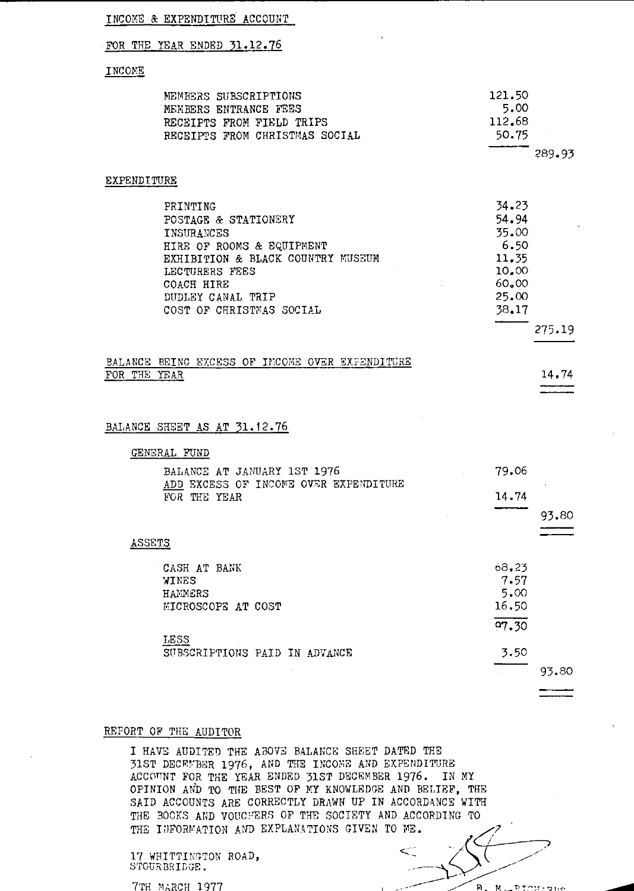## INCOME & EXPENDITURE ACCOUNT

FOR THE YEAR ENDED 31.12.76

### INCOME

| | | |
|---|---|---|
| MEMBERS SUBSCRIPTIONS | 121.50 | |
| MEMBERS ENTRANCE FEES | 5.00 | |
| RECEIPTS FROM FIELD TRIPS | 112.68 | |
| RECEIPTS FROM CHRISTMAS SOCIAL | 50.75 | |
| | | 289.93 |

### EXPENDITURE

| | | |
|---|---|---|
| PRINTING | 34.23 | |
| POSTAGE & STATIONERY | 54.94 | |
| INSURANCES | 35.00 | |
| HIRE OF ROOMS & EQUIPMENT | 6.50 | |
| EXHIBITION & BLACK COUNTRY MUSEUM | 11.35 | |
| LECTURERS FEES | 10.00 | |
| COACH HIRE | 60.00 | |
| DUDLEY CANAL TRIP | 25.00 | |
| COST OF CHRISTMAS SOCIAL | 38.17 | |
| | | 275.19 |

| | |
|---|---|
| BALANCE BEING EXCESS OF INCOME OVER EXPENDITURE FOR THE YEAR | 14.74 |

## BALANCE SHEET AS AT 31.12.76

### GENERAL FUND

| | | |
|---|---|---|
| BALANCE AT JANUARY 1ST 1976 | 79.06 | |
| ADD EXCESS OF INCOME OVER EXPENDITURE FOR THE YEAR | 14.74 | |
| | | 93.80 |

### ASSETS

| | | |
|---|---|---|
| CASH AT BANK | 68.23 | |
| WINES | 7.57 | |
| HAMMERS | 5.00 | |
| MICROSCOPE AT COST | 16.50 | |
| | 97.30 | |
| LESS SUBSCRIPTIONS PAID IN ADVANCE | 3.50 | |
| | | 93.80 |

## REPORT OF THE AUDITOR

I HAVE AUDITED THE ABOVE BALANCE SHEET DATED THE 31ST DECEMBER 1976, AND THE INCOME AND EXPENDITURE ACCOUNT FOR THE YEAR ENDED 31ST DECEMBER 1976. IN MY OPINION AND TO THE BEST OF MY KNOWLEDGE AND BELIEF, THE SAID ACCOUNTS ARE CORRECTLY DRAWN UP IN ACCORDANCE WITH THE BOOKS AND VOUCHERS OF THE SOCIETY AND ACCORDING TO THE INFORMATION AND EXPLANATIONS GIVEN TO ME.

17 WHITTINGTON ROAD,
STOURBRIDGE.

7TH MARCH 1977

R. M. RICHARDS